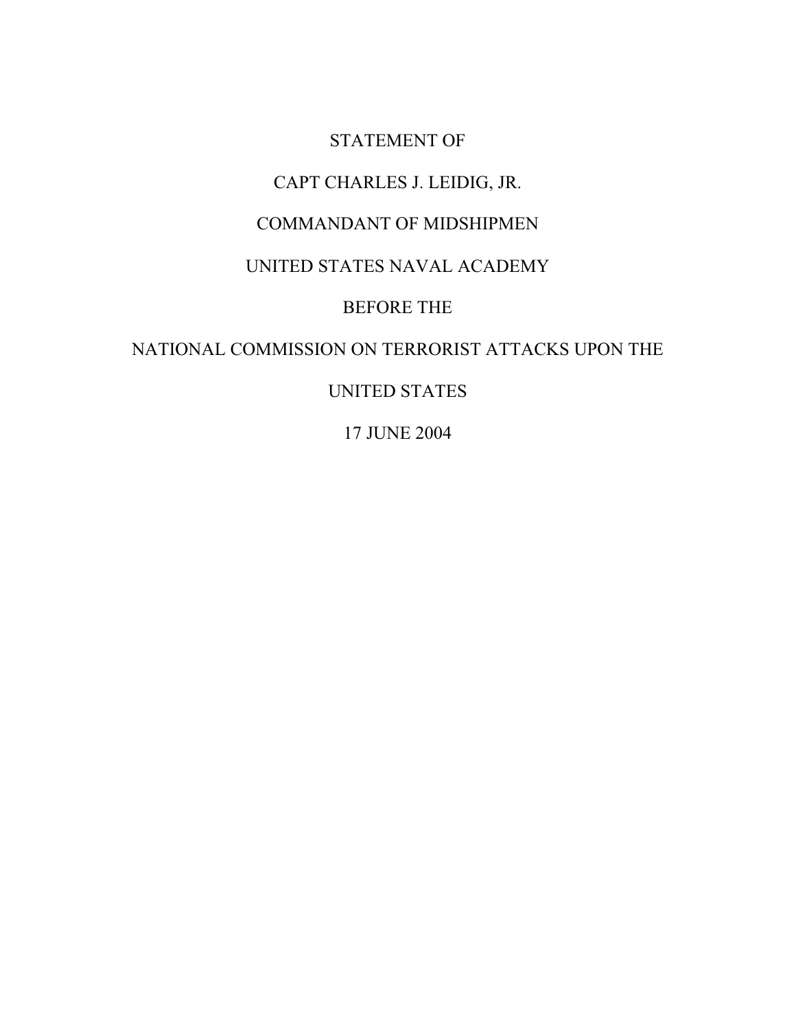STATEMENT OF

CAPT CHARLES J. LEIDIG, JR.

COMMANDANT OF MIDSHIPMEN

UNITED STATES NAVAL ACADEMY

BEFORE THE

NATIONAL COMMISSION ON TERRORIST ATTACKS UPON THE

UNITED STATES

17 JUNE 2004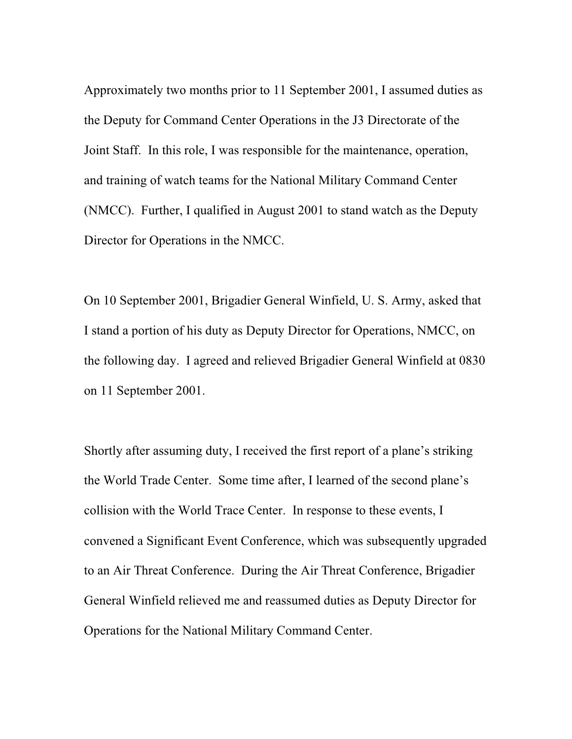Approximately two months prior to 11 September 2001, I assumed duties as the Deputy for Command Center Operations in the J3 Directorate of the Joint Staff. In this role, I was responsible for the maintenance, operation, and training of watch teams for the National Military Command Center (NMCC). Further, I qualified in August 2001 to stand watch as the Deputy Director for Operations in the NMCC.

On 10 September 2001, Brigadier General Winfield, U. S. Army, asked that I stand a portion of his duty as Deputy Director for Operations, NMCC, on the following day. I agreed and relieved Brigadier General Winfield at 0830 on 11 September 2001.

Shortly after assuming duty, I received the first report of a plane's striking the World Trade Center. Some time after, I learned of the second plane's collision with the World Trace Center. In response to these events, I convened a Significant Event Conference, which was subsequently upgraded to an Air Threat Conference. During the Air Threat Conference, Brigadier General Winfield relieved me and reassumed duties as Deputy Director for Operations for the National Military Command Center.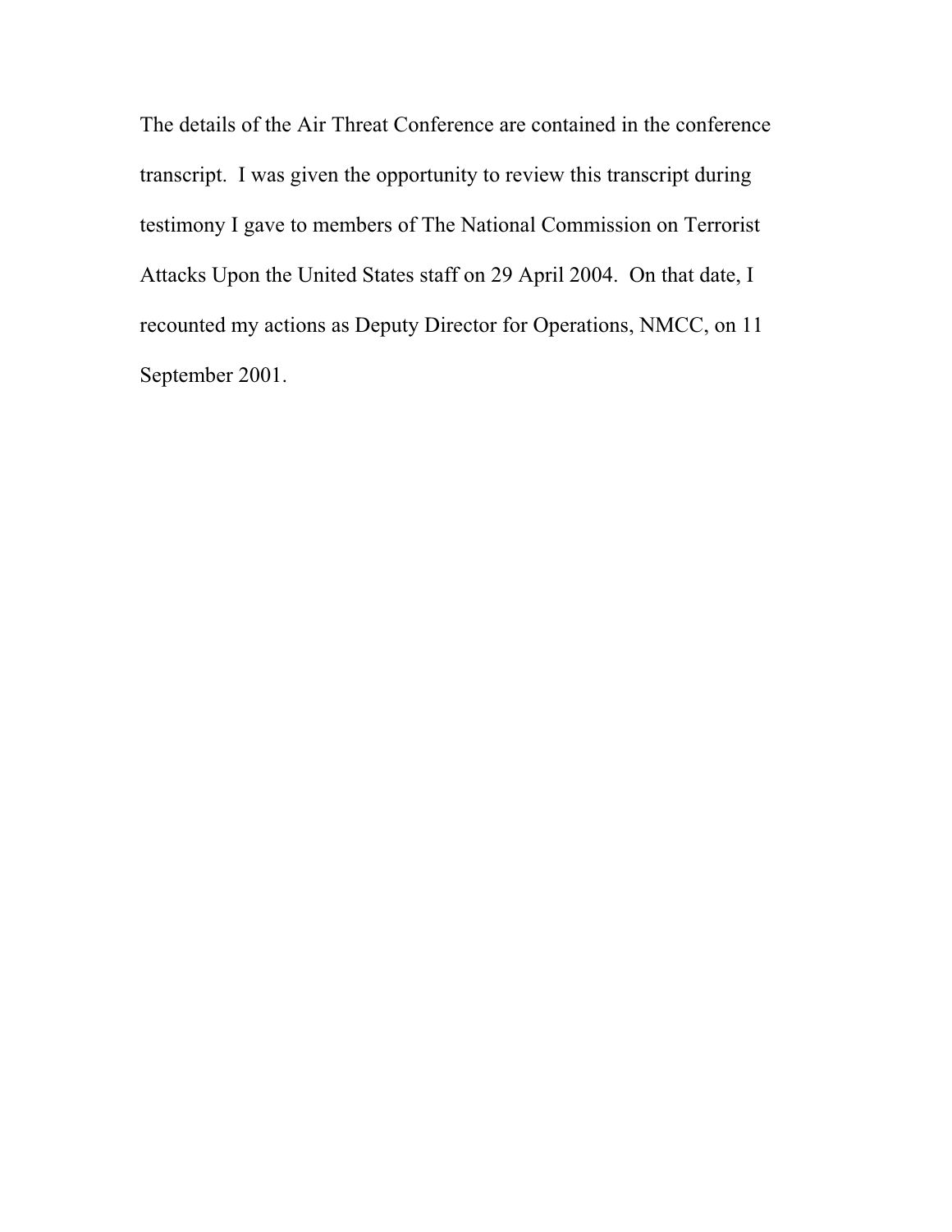The details of the Air Threat Conference are contained in the conference transcript. I was given the opportunity to review this transcript during testimony I gave to members of The National Commission on Terrorist Attacks Upon the United States staff on 29 April 2004. On that date, I recounted my actions as Deputy Director for Operations, NMCC, on 11 September 2001.